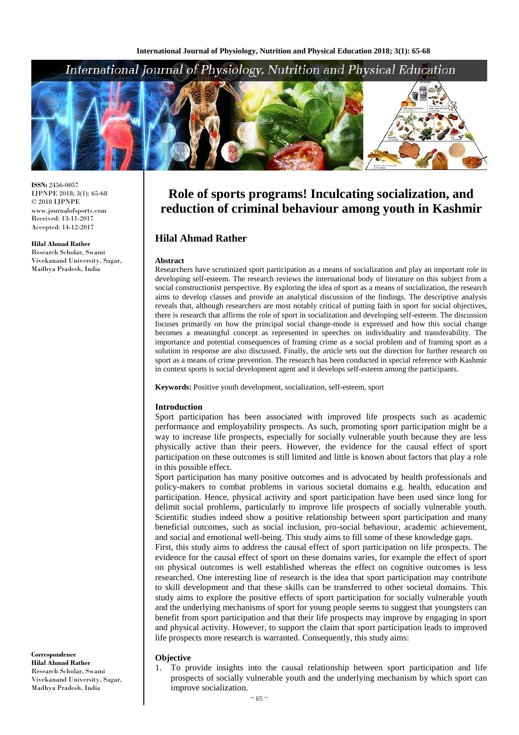# Role of sports programs! Inculcating socialization, and reduction of criminal behaviour among youth in Kashmir

**Hilal Ahmad Rather**

Hilal Ahmad Rather
Research Scholar, Swami Vivekanand University, Sagar, Madhya Pradesh, India

**ISSN:** 2456-0057
IJPNPE 2018; 3(1): 65-68
© 2018 IJPNPE
www.journalofsports.com
Received: 13-11-2017
Accepted: 14-12-2017

**Correspondence**
**Hilal Ahmad Rather**
Research Scholar, Swami Vivekanand University, Sagar, Madhya Pradesh, India

## Abstract

Researchers have scrutinized sport participation as a means of socialization and play an important role in developing self-esteem. The research reviews the international body of literature on this subject from a social constructionist perspective. By exploring the idea of sport as a means of socialization, the research aims to develop classes and provide an analytical discussion of the findings. The descriptive analysis reveals that, although researchers are most notably critical of putting faith in sport for social objectives, there is research that affirms the role of sport in socialization and developing self-esteem. The discussion focuses primarily on how the principal social change-mode is expressed and how this social change becomes a meaningful concept as represented in speeches on individuality and transferability. The importance and potential consequences of framing crime as a social problem and of framing sport as a solution in response are also discussed. Finally, the article sets out the direction for further research on sport as a means of crime prevention. The research has been conducted in special reference with Kashmir in context sports is social development agent and it develops self-esteem among the participants.

**Keywords:** Positive youth development, socialization, self-esteem, sport

## Introduction

Sport participation has been associated with improved life prospects such as academic performance and employability prospects. As such, promoting sport participation might be a way to increase life prospects, especially for socially vulnerable youth because they are less physically active than their peers. However, the evidence for the causal effect of sport participation on these outcomes is still limited and little is known about factors that play a role in this possible effect.

Sport participation has many positive outcomes and is advocated by health professionals and policy-makers to combat problems in various societal domains e.g. health, education and participation. Hence, physical activity and sport participation have been used since long for delimit social problems, particularly to improve life prospects of socially vulnerable youth. Scientific studies indeed show a positive relationship between sport participation and many beneficial outcomes, such as social inclusion, pro-social behaviour, academic achievement, and social and emotional well-being. This study aims to fill some of these knowledge gaps.

First, this study aims to address the causal effect of sport participation on life prospects. The evidence for the causal effect of sport on these domains varies, for example the effect of sport on physical outcomes is well established whereas the effect on cognitive outcomes is less researched. One interesting line of research is the idea that sport participation may contribute to skill development and that these skills can be transferred to other societal domains. This study aims to explore the positive effects of sport participation for socially vulnerable youth and the underlying mechanisms of sport for young people seems to suggest that youngsters can benefit from sport participation and that their life prospects may improve by engaging in sport and physical activity. However, to support the claim that sport participation leads to improved life prospects more research is warranted. Consequently, this study aims:

## Objective

1. To provide insights into the causal relationship between sport participation and life prospects of socially vulnerable youth and the underlying mechanism by which sport can improve socialization.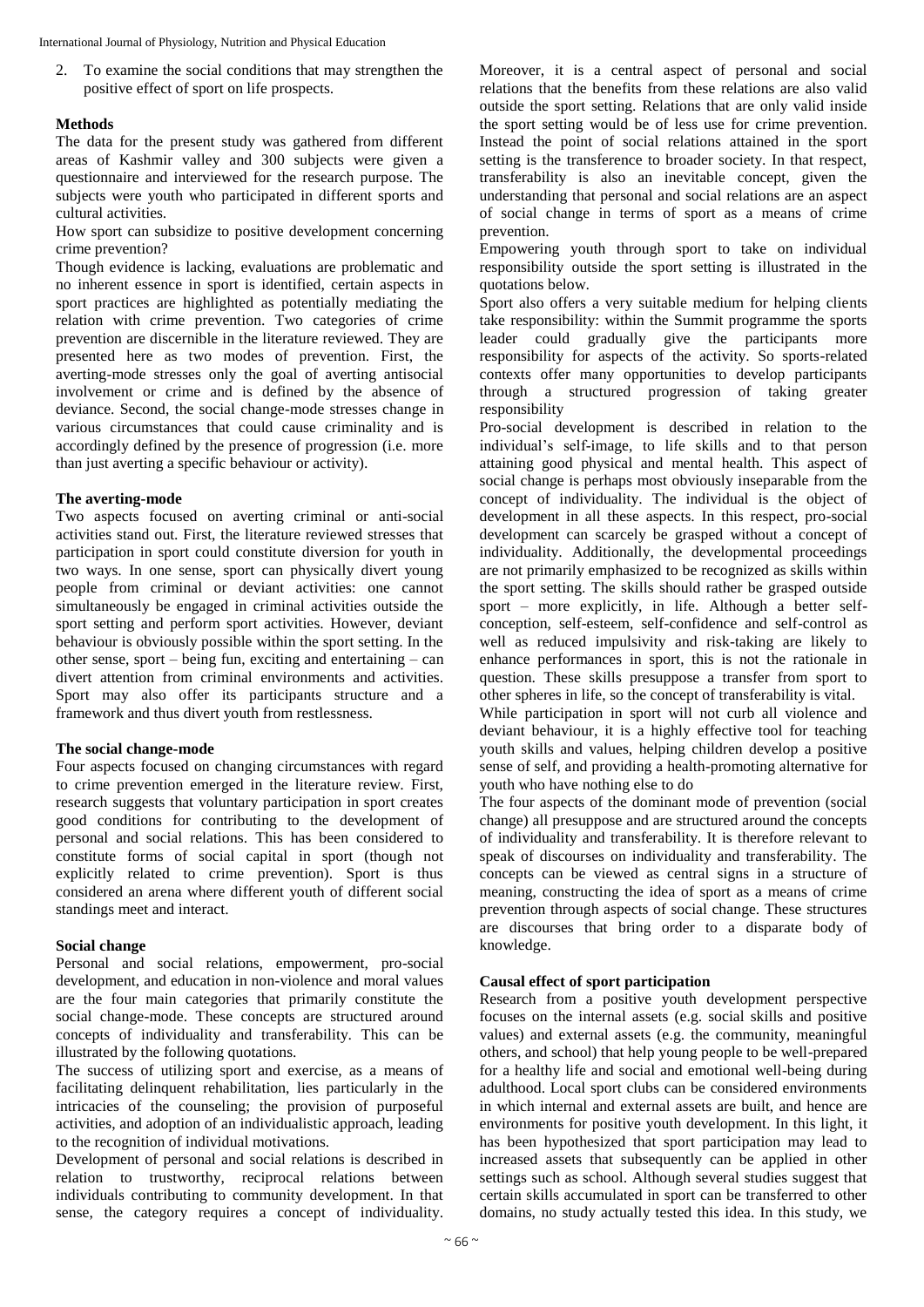2. To examine the social conditions that may strengthen the positive effect of sport on life prospects.

## Methods

The data for the present study was gathered from different areas of Kashmir valley and 300 subjects were given a questionnaire and interviewed for the research purpose. The subjects were youth who participated in different sports and cultural activities.

How sport can subsidize to positive development concerning crime prevention?

Though evidence is lacking, evaluations are problematic and no inherent essence in sport is identified, certain aspects in sport practices are highlighted as potentially mediating the relation with crime prevention. Two categories of crime prevention are discernible in the literature reviewed. They are presented here as two modes of prevention. First, the averting-mode stresses only the goal of averting antisocial involvement or crime and is defined by the absence of deviance. Second, the social change-mode stresses change in various circumstances that could cause criminality and is accordingly defined by the presence of progression (i.e. more than just averting a specific behaviour or activity).

### The averting-mode

Two aspects focused on averting criminal or anti-social activities stand out. First, the literature reviewed stresses that participation in sport could constitute diversion for youth in two ways. In one sense, sport can physically divert young people from criminal or deviant activities: one cannot simultaneously be engaged in criminal activities outside the sport setting and perform sport activities. However, deviant behaviour is obviously possible within the sport setting. In the other sense, sport – being fun, exciting and entertaining – can divert attention from criminal environments and activities. Sport may also offer its participants structure and a framework and thus divert youth from restlessness.

### The social change-mode

Four aspects focused on changing circumstances with regard to crime prevention emerged in the literature review. First, research suggests that voluntary participation in sport creates good conditions for contributing to the development of personal and social relations. This has been considered to constitute forms of social capital in sport (though not explicitly related to crime prevention). Sport is thus considered an arena where different youth of different social standings meet and interact.

### Social change

Personal and social relations, empowerment, pro-social development, and education in non-violence and moral values are the four main categories that primarily constitute the social change-mode. These concepts are structured around concepts of individuality and transferability. This can be illustrated by the following quotations.

The success of utilizing sport and exercise, as a means of facilitating delinquent rehabilitation, lies particularly in the intricacies of the counseling; the provision of purposeful activities, and adoption of an individualistic approach, leading to the recognition of individual motivations.

Development of personal and social relations is described in relation to trustworthy, reciprocal relations between individuals contributing to community development. In that sense, the category requires a concept of individuality. Moreover, it is a central aspect of personal and social relations that the benefits from these relations are also valid outside the sport setting. Relations that are only valid inside the sport setting would be of less use for crime prevention. Instead the point of social relations attained in the sport setting is the transference to broader society. In that respect, transferability is also an inevitable concept, given the understanding that personal and social relations are an aspect of social change in terms of sport as a means of crime prevention.

Empowering youth through sport to take on individual responsibility outside the sport setting is illustrated in the quotations below.

Sport also offers a very suitable medium for helping clients take responsibility: within the Summit programme the sports leader could gradually give the participants more responsibility for aspects of the activity. So sports-related contexts offer many opportunities to develop participants through a structured progression of taking greater responsibility

Pro-social development is described in relation to the individual's self-image, to life skills and to that person attaining good physical and mental health. This aspect of social change is perhaps most obviously inseparable from the concept of individuality. The individual is the object of development in all these aspects. In this respect, pro-social development can scarcely be grasped without a concept of individuality. Additionally, the developmental proceedings are not primarily emphasized to be recognized as skills within the sport setting. The skills should rather be grasped outside sport – more explicitly, in life. Although a better self-conception, self-esteem, self-confidence and self-control as well as reduced impulsivity and risk-taking are likely to enhance performances in sport, this is not the rationale in question. These skills presuppose a transfer from sport to other spheres in life, so the concept of transferability is vital.

While participation in sport will not curb all violence and deviant behaviour, it is a highly effective tool for teaching youth skills and values, helping children develop a positive sense of self, and providing a health-promoting alternative for youth who have nothing else to do

The four aspects of the dominant mode of prevention (social change) all presuppose and are structured around the concepts of individuality and transferability. It is therefore relevant to speak of discourses on individuality and transferability. The concepts can be viewed as central signs in a structure of meaning, constructing the idea of sport as a means of crime prevention through aspects of social change. These structures are discourses that bring order to a disparate body of knowledge.

### Causal effect of sport participation

Research from a positive youth development perspective focuses on the internal assets (e.g. social skills and positive values) and external assets (e.g. the community, meaningful others, and school) that help young people to be well-prepared for a healthy life and social and emotional well-being during adulthood. Local sport clubs can be considered environments in which internal and external assets are built, and hence are environments for positive youth development. In this light, it has been hypothesized that sport participation may lead to increased assets that subsequently can be applied in other settings such as school. Although several studies suggest that certain skills accumulated in sport can be transferred to other domains, no study actually tested this idea. In this study, we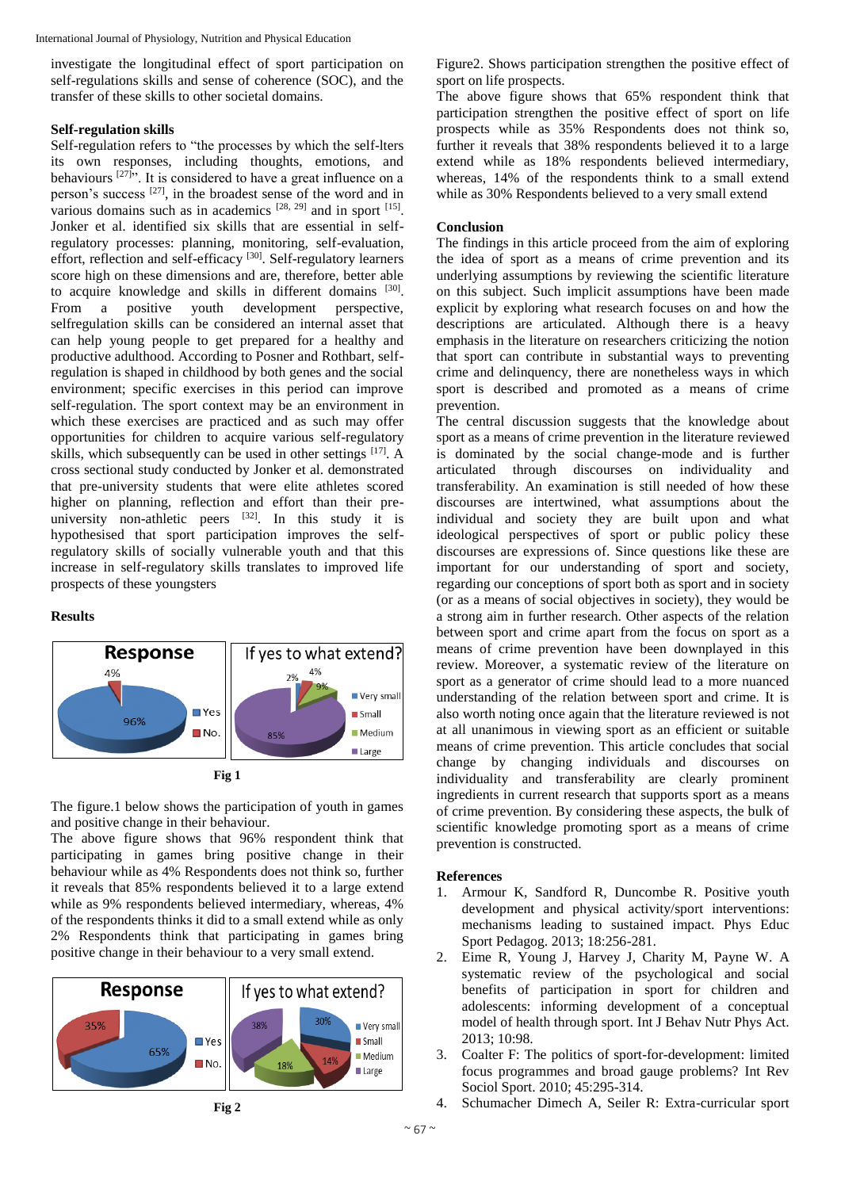investigate the longitudinal effect of sport participation on self-regulations skills and sense of coherence (SOC), and the transfer of these skills to other societal domains.

### Self-regulation skills

Self-regulation refers to "the processes by which the self-lters its own responses, including thoughts, emotions, and behaviours [27]". It is considered to have a great influence on a person's success [27], in the broadest sense of the word and in various domains such as in academics [28, 29] and in sport [15]. Jonker et al. identified six skills that are essential in self-regulatory processes: planning, monitoring, self-evaluation, effort, reflection and self-efficacy [30]. Self-regulatory learners score high on these dimensions and are, therefore, better able to acquire knowledge and skills in different domains [30]. From a positive youth development perspective, selfregulation skills can be considered an internal asset that can help young people to get prepared for a healthy and productive adulthood. According to Posner and Rothbart, self-regulation is shaped in childhood by both genes and the social environment; specific exercises in this period can improve self-regulation. The sport context may be an environment in which these exercises are practiced and as such may offer opportunities for children to acquire various self-regulatory skills, which subsequently can be used in other settings [17]. A cross sectional study conducted by Jonker et al. demonstrated that pre-university students that were elite athletes scored higher on planning, reflection and effort than their pre-university non-athletic peers [32]. In this study it is hypothesised that sport participation improves the self-regulatory skills of socially vulnerable youth and that this increase in self-regulatory skills translates to improved life prospects of these youngsters

### Results

Fig 1

The figure.1 below shows the participation of youth in games and positive change in their behaviour.

The above figure shows that 96% respondent think that participating in games bring positive change in their behaviour while as 4% Respondents does not think so, further it reveals that 85% respondents believed it to a large extend while as 9% respondents believed intermediary, whereas, 4% of the respondents thinks it did to a small extend while as only 2% Respondents think that participating in games bring positive change in their behaviour to a very small extend.

Fig 2

Figure2. Shows participation strengthen the positive effect of sport on life prospects.

The above figure shows that 65% respondent think that participation strengthen the positive effect of sport on life prospects while as 35% Respondents does not think so, further it reveals that 38% respondents believed it to a large extend while as 18% respondents believed intermediary, whereas, 14% of the respondents think to a small extend while as 30% Respondents believed to a very small extend

### Conclusion

The findings in this article proceed from the aim of exploring the idea of sport as a means of crime prevention and its underlying assumptions by reviewing the scientific literature on this subject. Such implicit assumptions have been made explicit by exploring what research focuses on and how the descriptions are articulated. Although there is a heavy emphasis in the literature on researchers criticizing the notion that sport can contribute in substantial ways to preventing crime and delinquency, there are nonetheless ways in which sport is described and promoted as a means of crime prevention.

The central discussion suggests that the knowledge about sport as a means of crime prevention in the literature reviewed is dominated by the social change-mode and is further articulated through discourses on individuality and transferability. An examination is still needed of how these discourses are intertwined, what assumptions about the individual and society they are built upon and what ideological perspectives of sport or public policy these discourses are expressions of. Since questions like these are important for our understanding of sport and society, regarding our conceptions of sport both as sport and in society (or as a means of social objectives in society), they would be a strong aim in further research. Other aspects of the relation between sport and crime apart from the focus on sport as a means of crime prevention have been downplayed in this review. Moreover, a systematic review of the literature on sport as a generator of crime should lead to a more nuanced understanding of the relation between sport and crime. It is also worth noting once again that the literature reviewed is not at all unanimous in viewing sport as an efficient or suitable means of crime prevention. This article concludes that social change by changing individuals and discourses on individuality and transferability are clearly prominent ingredients in current research that supports sport as a means of crime prevention. By considering these aspects, the bulk of scientific knowledge promoting sport as a means of crime prevention is constructed.

### References

1. Armour K, Sandford R, Duncombe R. Positive youth development and physical activity/sport interventions: mechanisms leading to sustained impact. Phys Educ Sport Pedagog. 2013; 18:256-281.
2. Eime R, Young J, Harvey J, Charity M, Payne W. A systematic review of the psychological and social benefits of participation in sport for children and adolescents: informing development of a conceptual model of health through sport. Int J Behav Nutr Phys Act. 2013; 10:98.
3. Coalter F: The politics of sport-for-development: limited focus programmes and broad gauge problems? Int Rev Sociol Sport. 2010; 45:295-314.
4. Schumacher Dimech A, Seiler R: Extra-curricular sport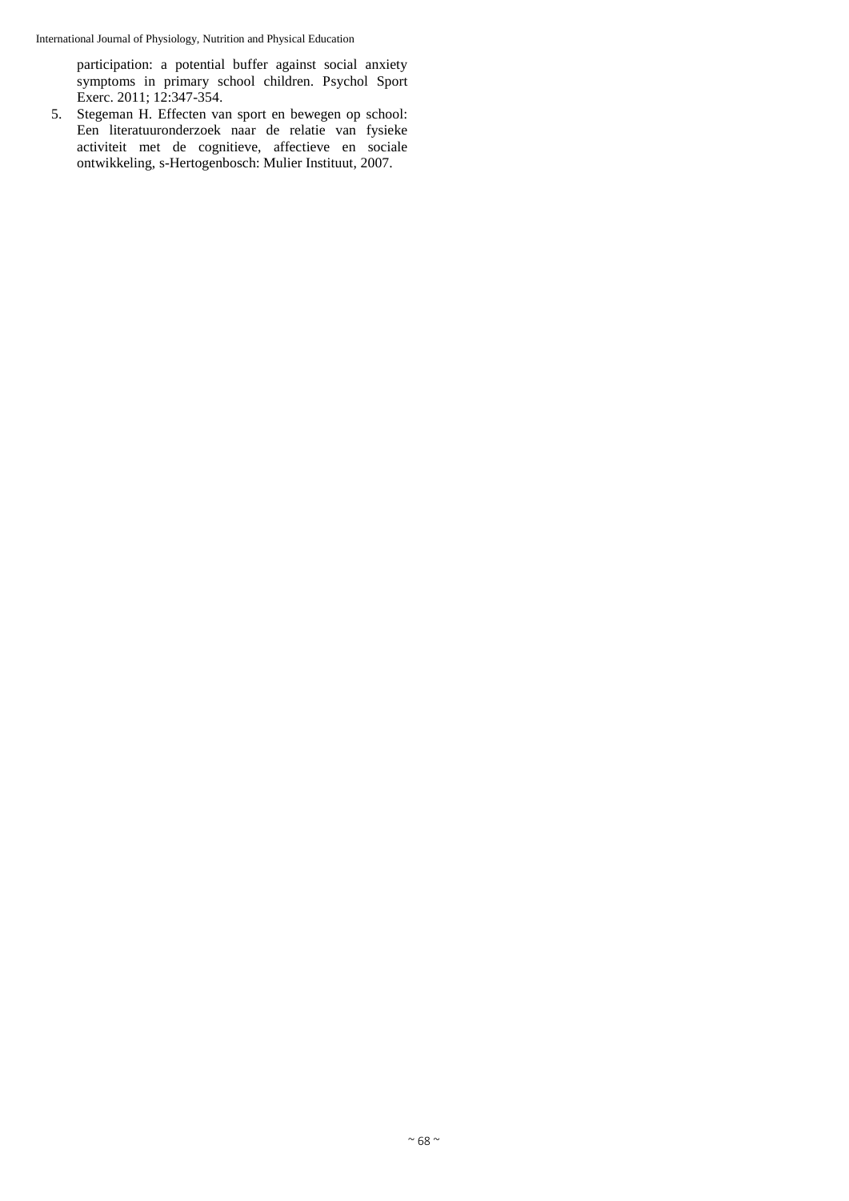participation: a potential buffer against social anxiety symptoms in primary school children. Psychol Sport Exerc. 2011; 12:347-354.

5. Stegeman H. Effecten van sport en bewegen op school: Een literatuuronderzoek naar de relatie van fysieke activiteit met de cognitieve, affectieve en sociale ontwikkeling, s-Hertogenbosch: Mulier Instituut, 2007.